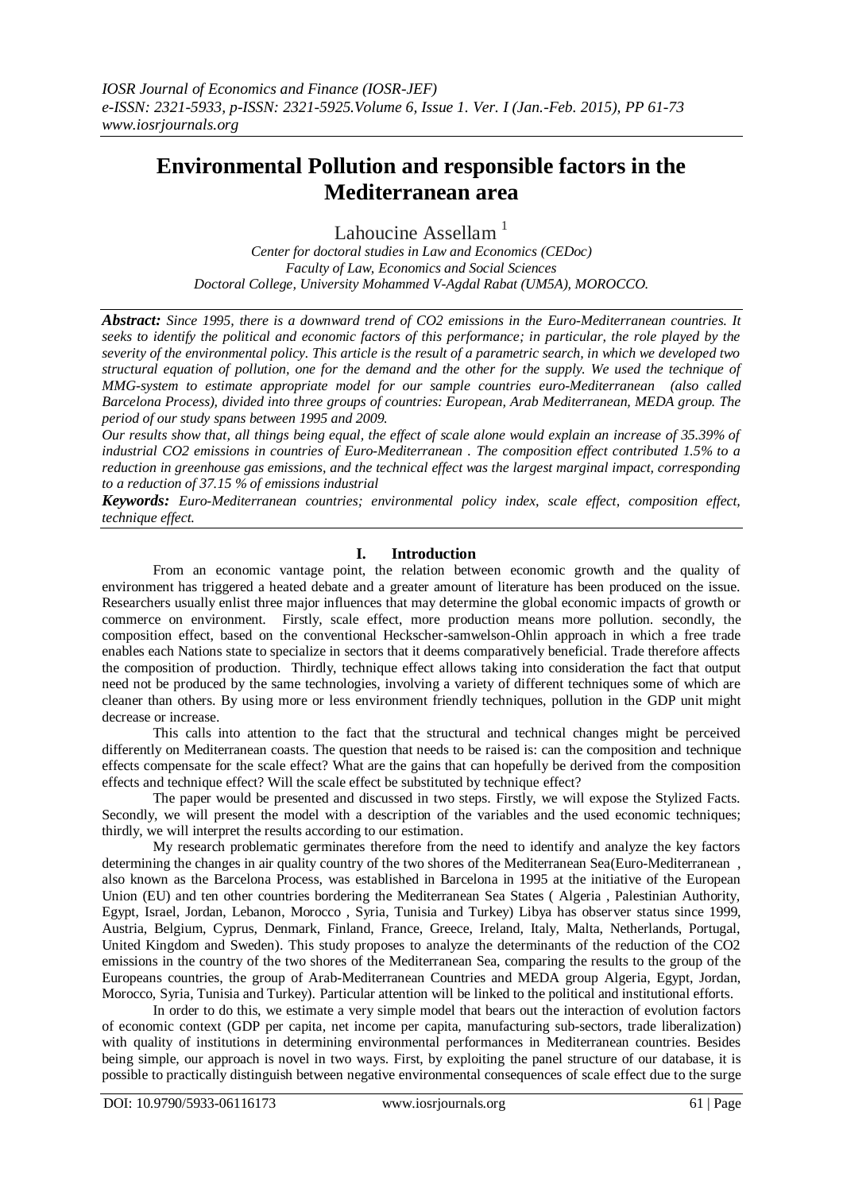# Environmental Pollution and responsible factors in the Mediterranean area

Lahoucine Assellam [1]

*Center for doctoral studies in Law and Economics (CEDoc)*
*Faculty of Law, Economics and Social Sciences*
*Doctoral College, University Mohammed V-Agdal Rabat (UM5A), MOROCCO.*

***Abstract:*** *Since 1995, there is a downward trend of CO2 emissions in the Euro-Mediterranean countries. It seeks to identify the political and economic factors of this performance; in particular, the role played by the severity of the environmental policy. This article is the result of a parametric search, in which we developed two structural equation of pollution, one for the demand and the other for the supply. We used the technique of MMG-system to estimate appropriate model for our sample countries euro-Mediterranean (also called Barcelona Process), divided into three groups of countries: European, Arab Mediterranean, MEDA group. The period of our study spans between 1995 and 2009.*

*Our results show that, all things being equal, the effect of scale alone would explain an increase of 35.39% of industrial CO2 emissions in countries of Euro-Mediterranean . The composition effect contributed 1.5% to a reduction in greenhouse gas emissions, and the technical effect was the largest marginal impact, corresponding to a reduction of 37.15 % of emissions industrial*

***Keywords:*** *Euro-Mediterranean countries; environmental policy index, scale effect, composition effect, technique effect.*

## I. Introduction

From an economic vantage point, the relation between economic growth and the quality of environment has triggered a heated debate and a greater amount of literature has been produced on the issue. Researchers usually enlist three major influences that may determine the global economic impacts of growth or commerce on environment. Firstly, scale effect, more production means more pollution. secondly, the composition effect, based on the conventional Heckscher-samwelson-Ohlin approach in which a free trade enables each Nations state to specialize in sectors that it deems comparatively beneficial. Trade therefore affects the composition of production. Thirdly, technique effect allows taking into consideration the fact that output need not be produced by the same technologies, involving a variety of different techniques some of which are cleaner than others. By using more or less environment friendly techniques, pollution in the GDP unit might decrease or increase.

This calls into attention to the fact that the structural and technical changes might be perceived differently on Mediterranean coasts. The question that needs to be raised is: can the composition and technique effects compensate for the scale effect? What are the gains that can hopefully be derived from the composition effects and technique effect? Will the scale effect be substituted by technique effect?

The paper would be presented and discussed in two steps. Firstly, we will expose the Stylized Facts. Secondly, we will present the model with a description of the variables and the used economic techniques; thirdly, we will interpret the results according to our estimation.

My research problematic germinates therefore from the need to identify and analyze the key factors determining the changes in air quality country of the two shores of the Mediterranean Sea(Euro-Mediterranean , also known as the Barcelona Process, was established in Barcelona in 1995 at the initiative of the European Union (EU) and ten other countries bordering the Mediterranean Sea States ( Algeria , Palestinian Authority, Egypt, Israel, Jordan, Lebanon, Morocco , Syria, Tunisia and Turkey) Libya has observer status since 1999, Austria, Belgium, Cyprus, Denmark, Finland, France, Greece, Ireland, Italy, Malta, Netherlands, Portugal, United Kingdom and Sweden). This study proposes to analyze the determinants of the reduction of the CO2 emissions in the country of the two shores of the Mediterranean Sea, comparing the results to the group of the Europeans countries, the group of Arab-Mediterranean Countries and MEDA group Algeria, Egypt, Jordan, Morocco, Syria, Tunisia and Turkey). Particular attention will be linked to the political and institutional efforts.

In order to do this, we estimate a very simple model that bears out the interaction of evolution factors of economic context (GDP per capita, net income per capita, manufacturing sub-sectors, trade liberalization) with quality of institutions in determining environmental performances in Mediterranean countries. Besides being simple, our approach is novel in two ways. First, by exploiting the panel structure of our database, it is possible to practically distinguish between negative environmental consequences of scale effect due to the surge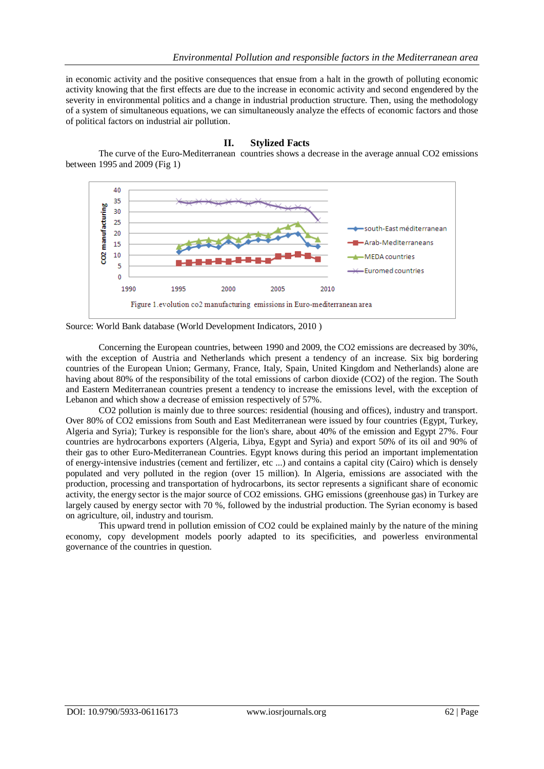in economic activity and the positive consequences that ensue from a halt in the growth of polluting economic activity knowing that the first effects are due to the increase in economic activity and second engendered by the severity in environmental politics and a change in industrial production structure. Then, using the methodology of a system of simultaneous equations, we can simultaneously analyze the effects of economic factors and those of political factors on industrial air pollution.

## II. Stylized Facts

The curve of the Euro-Mediterranean countries shows a decrease in the average annual $CO_2$ emissions between 1995 and 2009 (Fig 1)

Figure 1.evolution co2 manufacturing emissions in Euro-mediterranean area

Source: World Bank database (World Development Indicators, 2010 )

Concerning the European countries, between 1990 and 2009, the $CO_2$ emissions are decreased by 30%, with the exception of Austria and Netherlands which present a tendency of an increase. Six big bordering countries of the European Union; Germany, France, Italy, Spain, United Kingdom and Netherlands) alone are having about 80% of the responsibility of the total emissions of carbon dioxide ($CO_2$) of the region. The South and Eastern Mediterranean countries present a tendency to increase the emissions level, with the exception of Lebanon and which show a decrease of emission respectively of 57%.

$CO_2$ pollution is mainly due to three sources: residential (housing and offices), industry and transport. Over 80% of $CO_2$ emissions from South and East Mediterranean were issued by four countries (Egypt, Turkey, Algeria and Syria); Turkey is responsible for the lion's share, about 40% of the emission and Egypt 27%. Four countries are hydrocarbons exporters (Algeria, Libya, Egypt and Syria) and export 50% of its oil and 90% of their gas to other Euro-Mediterranean Countries. Egypt knows during this period an important implementation of energy-intensive industries (cement and fertilizer, etc ...) and contains a capital city (Cairo) which is densely populated and very polluted in the region (over 15 million). In Algeria, emissions are associated with the production, processing and transportation of hydrocarbons, its sector represents a significant share of economic activity, the energy sector is the major source of $CO_2$ emissions. GHG emissions (greenhouse gas) in Turkey are largely caused by energy sector with 70 %, followed by the industrial production. The Syrian economy is based on agriculture, oil, industry and tourism.

This upward trend in pollution emission of $CO_2$ could be explained mainly by the nature of the mining economy, copy development models poorly adapted to its specificities, and powerless environmental governance of the countries in question.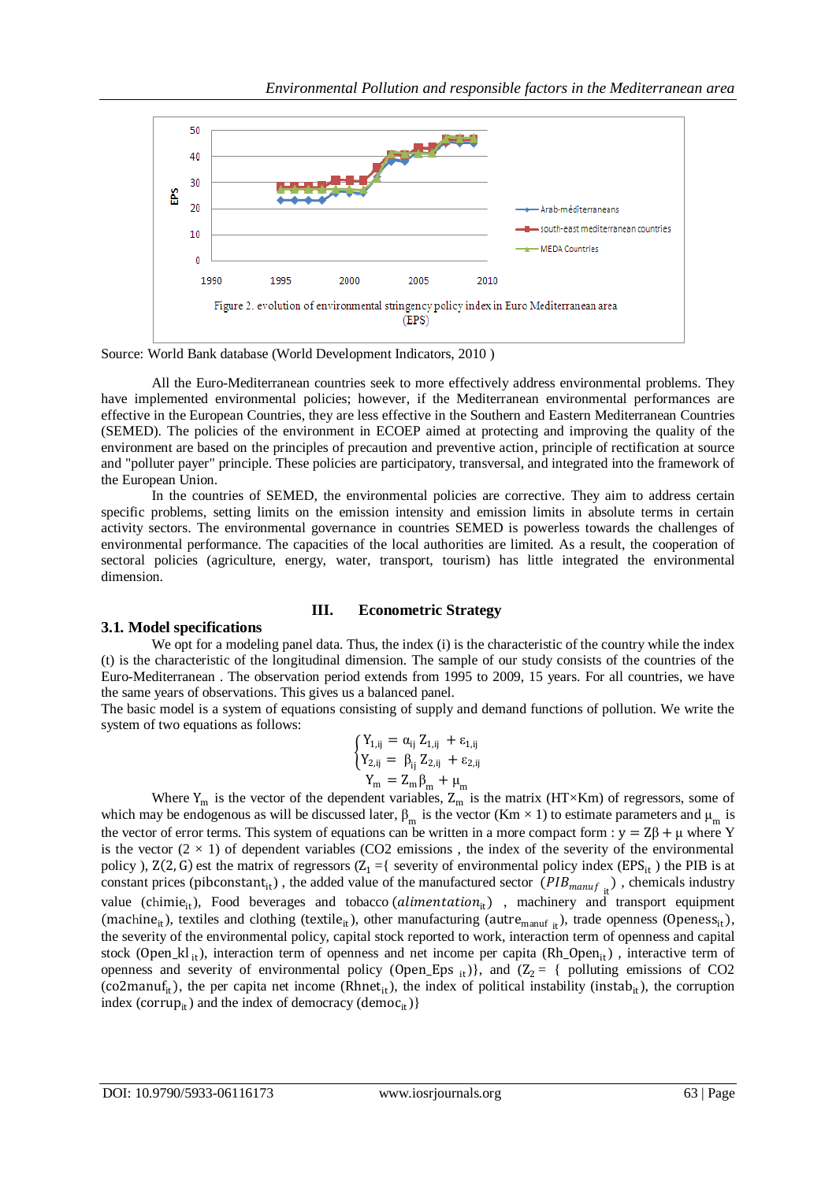Figure 2. evolution of environmental stringency policy index in Euro Mediterranean area (EPS)

Source: World Bank database (World Development Indicators, 2010 )

All the Euro-Mediterranean countries seek to more effectively address environmental problems. They have implemented environmental policies; however, if the Mediterranean environmental performances are effective in the European Countries, they are less effective in the Southern and Eastern Mediterranean Countries (SEMED). The policies of the environment in ECOEP aimed at protecting and improving the quality of the environment are based on the principles of precaution and preventive action, principle of rectification at source and "polluter payer" principle. These policies are participatory, transversal, and integrated into the framework of the European Union.

In the countries of SEMED, the environmental policies are corrective. They aim to address certain specific problems, setting limits on the emission intensity and emission limits in absolute terms in certain activity sectors. The environmental governance in countries SEMED is powerless towards the challenges of environmental performance. The capacities of the local authorities are limited. As a result, the cooperation of sectoral policies (agriculture, energy, water, transport, tourism) has little integrated the environmental dimension.

## III. Econometric Strategy

### 3.1. Model specifications

We opt for a modeling panel data. Thus, the index (i) is the characteristic of the country while the index (t) is the characteristic of the longitudinal dimension. The sample of our study consists of the countries of the Euro-Mediterranean . The observation period extends from 1995 to 2009, 15 years. For all countries, we have the same years of observations. This gives us a balanced panel.

The basic model is a system of equations consisting of supply and demand functions of pollution. We write the system of two equations as follows:

$$\begin{cases} Y_{1,ij} = \alpha_{ij} Z_{1,ij} + \varepsilon_{1,ij} \\ Y_{2,ij} = \beta_{ij} Z_{2,ij} + \varepsilon_{2,ij} \end{cases}$$

$$Y_m = Z_m \beta_m + \mu_m$$

Where $Y_m$ is the vector of the dependent variables, $Z_m$ is the matrix (HT×Km) of regressors, some of which may be endogenous as will be discussed later, $\beta_m$ is the vector (Km × 1) to estimate parameters and $\mu_m$ is the vector of error terms. This system of equations can be written in a more compact form : $y = Z\beta + \mu$ where Y is the vector $(2 \times 1)$ of dependent variables (CO2 emissions , the index of the severity of the environmental policy ), $Z(2, G)$ est the matrix of regressors ($Z_1$ ={ severity of environmental policy index ($EPS_{it}$ ) the PIB is at constant prices ($pibconstant_{it}$) , the added value of the manufactured sector $(PIB_{manuf\ it})$ , chemicals industry value ($chimie_{it}$), Food beverages and tobacco ($alimentation_{it}$) , machinery and transport equipment ($machine_{it}$), textiles and clothing ($textile_{it}$), other manufacturing ($autre_{manuf\ it}$), trade openness ($Openess_{it}$), the severity of the environmental policy, capital stock reported to work, interaction term of openness and capital stock ($Open\_kl_{\ it}$), interaction term of openness and net income per capita ($Rh\_Open_{it}$) , interactive term of openness and severity of environmental policy ($Open\_Eps_{\ it}$)}, and ($Z_2$ = { polluting emissions of CO2 ($co2manuf_{it}$), the per capita net income ($Rhnet_{it}$), the index of political instability ($instab_{it}$), the corruption index ($corrup_{it}$) and the index of democracy ($democ_{it}$)}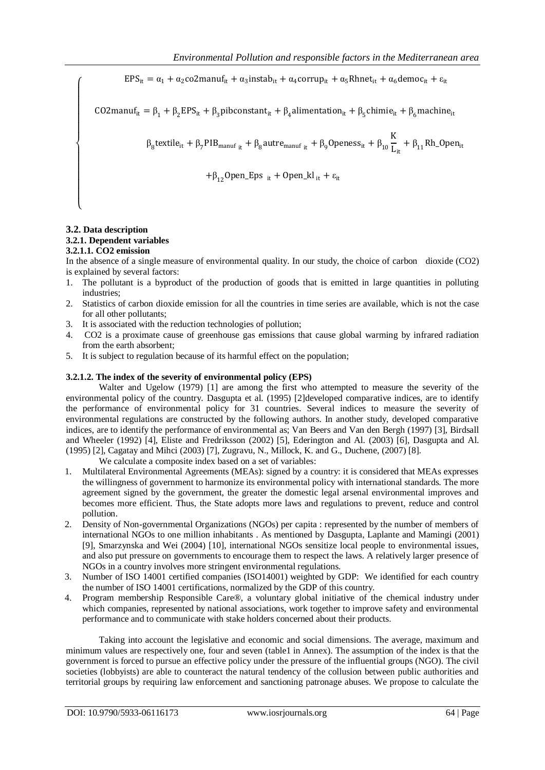$$
\begin{cases}
EPS_{it} = \alpha_1 + \alpha_2 co2manuf_{it} + \alpha_3 instab_{it} + \alpha_4 corrup_{it} + \alpha_5 Rhnet_{it} + \alpha_6 democ_{it} + \varepsilon_{it} \\
CO2manuf_{it} = \beta_1 + \beta_2 EPS_{it} + \beta_3 pibconstant_{it} + \beta_4 alimentation_{it} + \beta_5 chimie_{it} + \beta_6 machine_{it} \\
\qquad \beta_8 textile_{it} + \beta_7 PIB_{manuf\ it} + \beta_8 autre_{manuf\ it} + \beta_9 Openess_{it} + \beta_{10} \frac{K}{L_{it}} + \beta_{11} Rh\_Open_{it} \\
\qquad + \beta_{12} Open\_Eps_{\ it} + Open\_kl_{\ it} + \varepsilon_{it}
\end{cases}
$$

### 3.2. Data description

#### 3.2.1. Dependent variables

##### 3.2.1.1. CO2 emission

In the absence of a single measure of environmental quality. In our study, the choice of carbon dioxide ($CO_2$) is explained by several factors:

1. The pollutant is a byproduct of the production of goods that is emitted in large quantities in polluting industries;
2. Statistics of carbon dioxide emission for all the countries in time series are available, which is not the case for all other pollutants;
3. It is associated with the reduction technologies of pollution;
4. $CO_2$ is a proximate cause of greenhouse gas emissions that cause global warming by infrared radiation from the earth absorbent;
5. It is subject to regulation because of its harmful effect on the population;

##### 3.2.1.2. The index of the severity of environmental policy (EPS)

Walter and Ugelow (1979) [1] are among the first who attempted to measure the severity of the environmental policy of the country. Dasgupta et al. (1995) [2]developed comparative indices, are to identify the performance of environmental policy for 31 countries. Several indices to measure the severity of environmental regulations are constructed by the following authors. In another study, developed comparative indices, are to identify the performance of environmental as; Van Beers and Van den Bergh (1997) [3], Birdsall and Wheeler (1992) [4], Eliste and Fredriksson (2002) [5], Ederington and Al. (2003) [6], Dasgupta and Al. (1995) [2], Cagatay and Mihci (2003) [7], Zugravu, N., Millock, K. and G., Duchene, (2007) [8].

We calculate a composite index based on a set of variables:

1. Multilateral Environmental Agreements (MEAs): signed by a country: it is considered that MEAs expresses the willingness of government to harmonize its environmental policy with international standards. The more agreement signed by the government, the greater the domestic legal arsenal environmental improves and becomes more efficient. Thus, the State adopts more laws and regulations to prevent, reduce and control pollution.
2. Density of Non-governmental Organizations (NGOs) per capita : represented by the number of members of international NGOs to one million inhabitants . As mentioned by Dasgupta, Laplante and Mamingi (2001) [9], Smarzynska and Wei (2004) [10], international NGOs sensitize local people to environmental issues, and also put pressure on governments to encourage them to respect the laws. A relatively larger presence of NGOs in a country involves more stringent environmental regulations.
3. Number of ISO 14001 certified companies (ISO14001) weighted by GDP: We identified for each country the number of ISO 14001 certifications, normalized by the GDP of this country.
4. Program membership Responsible Care®, a voluntary global initiative of the chemical industry under which companies, represented by national associations, work together to improve safety and environmental performance and to communicate with stake holders concerned about their products.

Taking into account the legislative and economic and social dimensions. The average, maximum and minimum values are respectively one, four and seven (table1 in Annex). The assumption of the index is that the government is forced to pursue an effective policy under the pressure of the influential groups (NGO). The civil societies (lobbyists) are able to counteract the natural tendency of the collusion between public authorities and territorial groups by requiring law enforcement and sanctioning patronage abuses. We propose to calculate the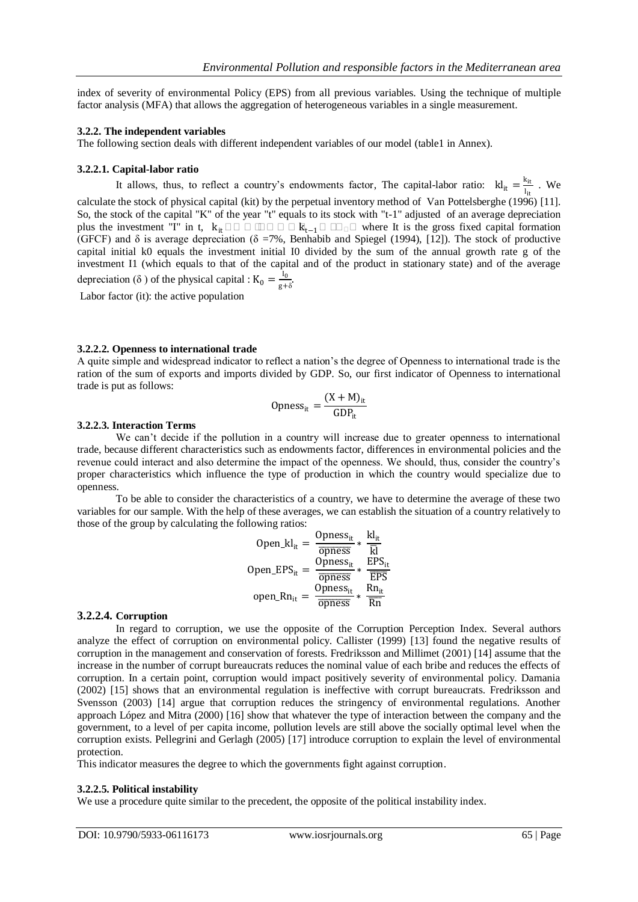index of severity of environmental Policy (EPS) from all previous variables. Using the technique of multiple factor analysis (MFA) that allows the aggregation of heterogeneous variables in a single measurement.

### 3.2.2. The independent variables

The following section deals with different independent variables of our model (table1 in Annex).

#### 3.2.2.1. Capital-labor ratio

It allows, thus, to reflect a country's endowments factor, The capital-labor ratio: $kl_{it} = \frac{k_{it}}{l_{it}}$ . We calculate the stock of physical capital (kit) by the perpetual inventory method of Van Pottelsberghe (1996) [11]. So, the stock of the capital "K" of the year "t" equals to its stock with "t-1" adjusted of an average depreciation plus the investment "I" in t, $k_{it} = (1-\delta)k_{t-1} + I_t$ where It is the gross fixed capital formation (GFCF) and δ is average depreciation (δ =7%, Benhabib and Spiegel (1994), [12]). The stock of productive capital initial k0 equals the investment initial I0 divided by the sum of the annual growth rate g of the investment I1 (which equals to that of the capital and of the product in stationary state) and of the average depreciation (δ ) of the physical capital : $K_0 = \frac{I_0}{g+\delta}$.

Labor factor (it): the active population

#### 3.2.2.2. Openness to international trade

A quite simple and widespread indicator to reflect a nation's the degree of Openness to international trade is the ration of the sum of exports and imports divided by GDP. So, our first indicator of Openness to international trade is put as follows:

$$\text{Opness}_{it} = \frac{(X+M)_{it}}{\text{GDP}_{it}}$$

#### 3.2.2.3. Interaction Terms

We can't decide if the pollution in a country will increase due to greater openness to international trade, because different characteristics such as endowments factor, differences in environmental policies and the revenue could interact and also determine the impact of the openness. We should, thus, consider the country's proper characteristics which influence the type of production in which the country would specialize due to openness.

To be able to consider the characteristics of a country, we have to determine the average of these two variables for our sample. With the help of these averages, we can establish the situation of a country relatively to those of the group by calculating the following ratios:

$$\text{Open\_kl}_{it} = \frac{\text{Opness}_{it}}{\overline{\text{opness}}} * \frac{\text{kl}_{it}}{\overline{\text{kl}}}$$

$$\text{Open\_EPS}_{it} = \frac{\text{Opness}_{it}}{\overline{\text{opness}}} * \frac{\text{EPS}_{it}}{\overline{\text{EPS}}}$$

$$\text{open\_Rn}_{it} = \frac{\text{Opness}_{it}}{\overline{\text{opness}}} * \frac{\text{Rn}_{it}}{\overline{\text{Rn}}}$$

#### 3.2.2.4. Corruption

In regard to corruption, we use the opposite of the Corruption Perception Index. Several authors analyze the effect of corruption on environmental policy. Callister (1999) [13] found the negative results of corruption in the management and conservation of forests. Fredriksson and Millimet (2001) [14] assume that the increase in the number of corrupt bureaucrats reduces the nominal value of each bribe and reduces the effects of corruption. In a certain point, corruption would impact positively severity of environmental policy. Damania (2002) [15] shows that an environmental regulation is ineffective with corrupt bureaucrats. Fredriksson and Svensson (2003) [14] argue that corruption reduces the stringency of environmental regulations. Another approach López and Mitra (2000) [16] show that whatever the type of interaction between the company and the government, to a level of per capita income, pollution levels are still above the socially optimal level when the corruption exists. Pellegrini and Gerlagh (2005) [17] introduce corruption to explain the level of environmental protection.

This indicator measures the degree to which the governments fight against corruption.

#### 3.2.2.5. Political instability

We use a procedure quite similar to the precedent, the opposite of the political instability index.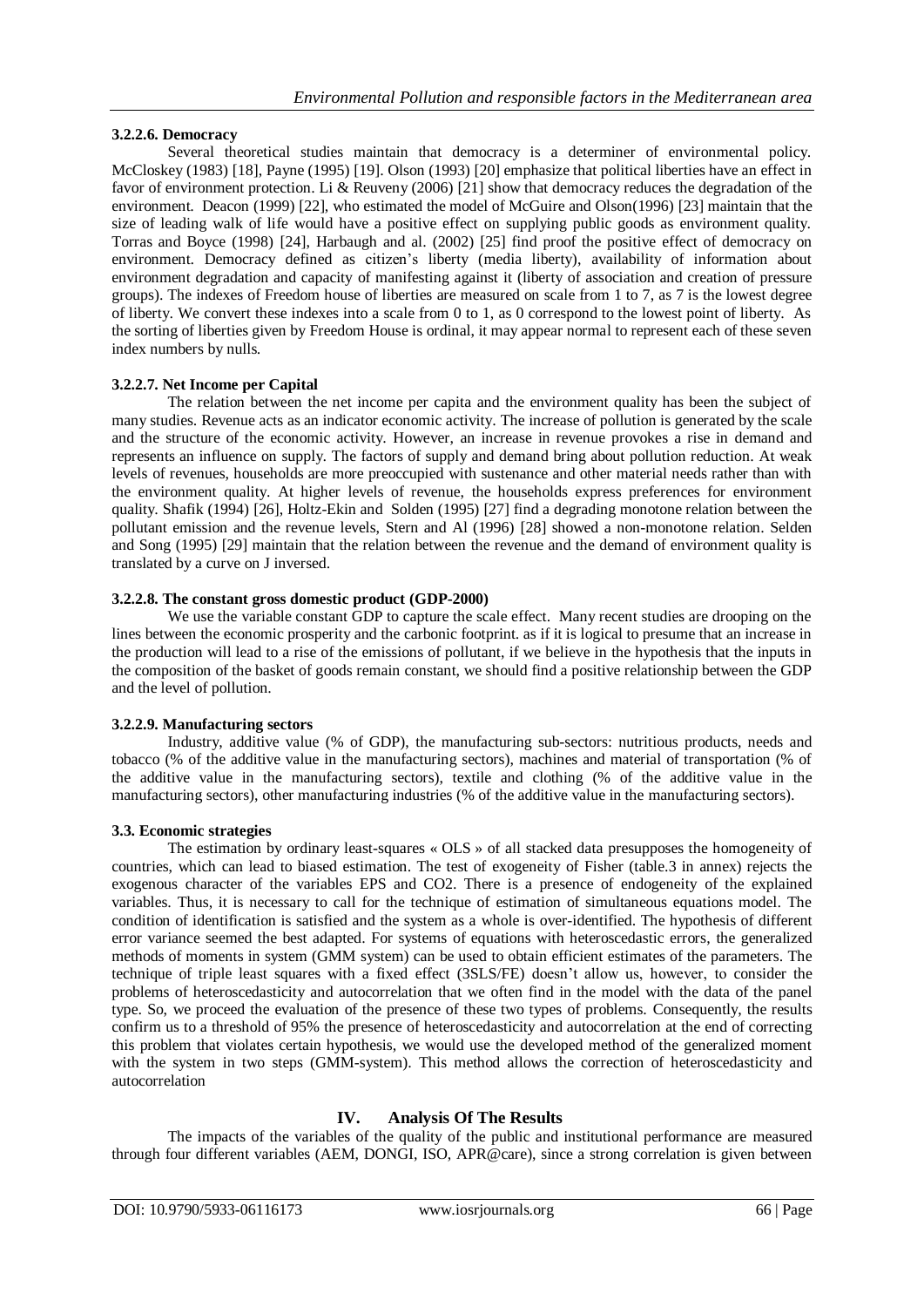#### 3.2.2.6. Democracy

Several theoretical studies maintain that democracy is a determiner of environmental policy. McCloskey (1983) [18], Payne (1995) [19]. Olson (1993) [20] emphasize that political liberties have an effect in favor of environment protection. Li & Reuveny (2006) [21] show that democracy reduces the degradation of the environment. Deacon (1999) [22], who estimated the model of McGuire and Olson(1996) [23] maintain that the size of leading walk of life would have a positive effect on supplying public goods as environment quality. Torras and Boyce (1998) [24], Harbaugh and al. (2002) [25] find proof the positive effect of democracy on environment. Democracy defined as citizen's liberty (media liberty), availability of information about environment degradation and capacity of manifesting against it (liberty of association and creation of pressure groups). The indexes of Freedom house of liberties are measured on scale from 1 to 7, as 7 is the lowest degree of liberty. We convert these indexes into a scale from 0 to 1, as 0 correspond to the lowest point of liberty. As the sorting of liberties given by Freedom House is ordinal, it may appear normal to represent each of these seven index numbers by nulls.

#### 3.2.2.7. Net Income per Capital

The relation between the net income per capita and the environment quality has been the subject of many studies. Revenue acts as an indicator economic activity. The increase of pollution is generated by the scale and the structure of the economic activity. However, an increase in revenue provokes a rise in demand and represents an influence on supply. The factors of supply and demand bring about pollution reduction. At weak levels of revenues, households are more preoccupied with sustenance and other material needs rather than with the environment quality. At higher levels of revenue, the households express preferences for environment quality. Shafik (1994) [26], Holtz-Ekin and Solden (1995) [27] find a degrading monotone relation between the pollutant emission and the revenue levels, Stern and Al (1996) [28] showed a non-monotone relation. Selden and Song (1995) [29] maintain that the relation between the revenue and the demand of environment quality is translated by a curve on J inversed.

#### 3.2.2.8. The constant gross domestic product (GDP-2000)

We use the variable constant GDP to capture the scale effect. Many recent studies are drooping on the lines between the economic prosperity and the carbonic footprint. as if it is logical to presume that an increase in the production will lead to a rise of the emissions of pollutant, if we believe in the hypothesis that the inputs in the composition of the basket of goods remain constant, we should find a positive relationship between the GDP and the level of pollution.

#### 3.2.2.9. Manufacturing sectors

Industry, additive value (% of GDP), the manufacturing sub-sectors: nutritious products, needs and tobacco (% of the additive value in the manufacturing sectors), machines and material of transportation (% of the additive value in the manufacturing sectors), textile and clothing (% of the additive value in the manufacturing sectors), other manufacturing industries (% of the additive value in the manufacturing sectors).

### 3.3. Economic strategies

The estimation by ordinary least-squares « OLS » of all stacked data presupposes the homogeneity of countries, which can lead to biased estimation. The test of exogeneity of Fisher (table.3 in annex) rejects the exogenous character of the variables EPS and CO2. There is a presence of endogeneity of the explained variables. Thus, it is necessary to call for the technique of estimation of simultaneous equations model. The condition of identification is satisfied and the system as a whole is over-identified. The hypothesis of different error variance seemed the best adapted. For systems of equations with heteroscedastic errors, the generalized methods of moments in system (GMM system) can be used to obtain efficient estimates of the parameters. The technique of triple least squares with a fixed effect (3SLS/FE) doesn't allow us, however, to consider the problems of heteroscedasticity and autocorrelation that we often find in the model with the data of the panel type. So, we proceed the evaluation of the presence of these two types of problems. Consequently, the results confirm us to a threshold of 95% the presence of heteroscedasticity and autocorrelation at the end of correcting this problem that violates certain hypothesis, we would use the developed method of the generalized moment with the system in two steps (GMM-system). This method allows the correction of heteroscedasticity and autocorrelation

## IV. Analysis Of The Results

The impacts of the variables of the quality of the public and institutional performance are measured through four different variables (AEM, DONGI, ISO, APR@care), since a strong correlation is given between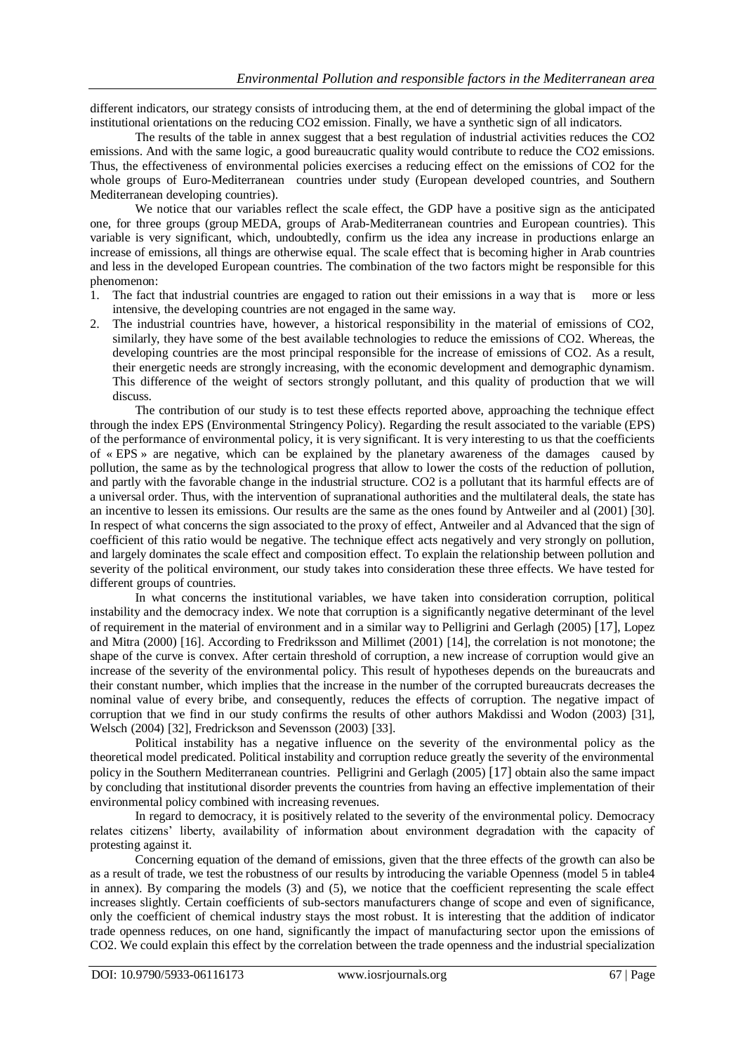different indicators, our strategy consists of introducing them, at the end of determining the global impact of the institutional orientations on the reducing $CO_2$ emission. Finally, we have a synthetic sign of all indicators.

The results of the table in annex suggest that a best regulation of industrial activities reduces the $CO_2$ emissions. And with the same logic, a good bureaucratic quality would contribute to reduce the $CO_2$ emissions. Thus, the effectiveness of environmental policies exercises a reducing effect on the emissions of $CO_2$ for the whole groups of Euro-Mediterranean countries under study (European developed countries, and Southern Mediterranean developing countries).

We notice that our variables reflect the scale effect, the GDP have a positive sign as the anticipated one, for three groups (group MEDA, groups of Arab-Mediterranean countries and European countries). This variable is very significant, which, undoubtedly, confirm us the idea any increase in productions enlarge an increase of emissions, all things are otherwise equal. The scale effect that is becoming higher in Arab countries and less in the developed European countries. The combination of the two factors might be responsible for this phenomenon:

1. The fact that industrial countries are engaged to ration out their emissions in a way that is more or less intensive, the developing countries are not engaged in the same way.
2. The industrial countries have, however, a historical responsibility in the material of emissions of $CO_2$, similarly, they have some of the best available technologies to reduce the emissions of $CO_2$. Whereas, the developing countries are the most principal responsible for the increase of emissions of $CO_2$. As a result, their energetic needs are strongly increasing, with the economic development and demographic dynamism. This difference of the weight of sectors strongly pollutant, and this quality of production that we will discuss.

The contribution of our study is to test these effects reported above, approaching the technique effect through the index EPS (Environmental Stringency Policy). Regarding the result associated to the variable (EPS) of the performance of environmental policy, it is very significant. It is very interesting to us that the coefficients of « EPS » are negative, which can be explained by the planetary awareness of the damages caused by pollution, the same as by the technological progress that allow to lower the costs of the reduction of pollution, and partly with the favorable change in the industrial structure. $CO_2$ is a pollutant that its harmful effects are of a universal order. Thus, with the intervention of supranational authorities and the multilateral deals, the state has an incentive to lessen its emissions. Our results are the same as the ones found by Antweiler and al (2001) [30]. In respect of what concerns the sign associated to the proxy of effect, Antweiler and al Advanced that the sign of coefficient of this ratio would be negative. The technique effect acts negatively and very strongly on pollution, and largely dominates the scale effect and composition effect. To explain the relationship between pollution and severity of the political environment, our study takes into consideration these three effects. We have tested for different groups of countries.

In what concerns the institutional variables, we have taken into consideration corruption, political instability and the democracy index. We note that corruption is a significantly negative determinant of the level of requirement in the material of environment and in a similar way to Pelligrini and Gerlagh (2005) [17], Lopez and Mitra (2000) [16]. According to Fredriksson and Millimet (2001) [14], the correlation is not monotone; the shape of the curve is convex. After certain threshold of corruption, a new increase of corruption would give an increase of the severity of the environmental policy. This result of hypotheses depends on the bureaucrats and their constant number, which implies that the increase in the number of the corrupted bureaucrats decreases the nominal value of every bribe, and consequently, reduces the effects of corruption. The negative impact of corruption that we find in our study confirms the results of other authors Makdissi and Wodon (2003) [31], Welsch (2004) [32], Fredrickson and Sevensson (2003) [33].

Political instability has a negative influence on the severity of the environmental policy as the theoretical model predicated. Political instability and corruption reduce greatly the severity of the environmental policy in the Southern Mediterranean countries. Pelligrini and Gerlagh (2005) [17] obtain also the same impact by concluding that institutional disorder prevents the countries from having an effective implementation of their environmental policy combined with increasing revenues.

In regard to democracy, it is positively related to the severity of the environmental policy. Democracy relates citizens' liberty, availability of information about environment degradation with the capacity of protesting against it.

Concerning equation of the demand of emissions, given that the three effects of the growth can also be as a result of trade, we test the robustness of our results by introducing the variable Openness (model 5 in table4 in annex). By comparing the models (3) and (5), we notice that the coefficient representing the scale effect increases slightly. Certain coefficients of sub-sectors manufacturers change of scope and even of significance, only the coefficient of chemical industry stays the most robust. It is interesting that the addition of indicator trade openness reduces, on one hand, significantly the impact of manufacturing sector upon the emissions of $CO_2$. We could explain this effect by the correlation between the trade openness and the industrial specialization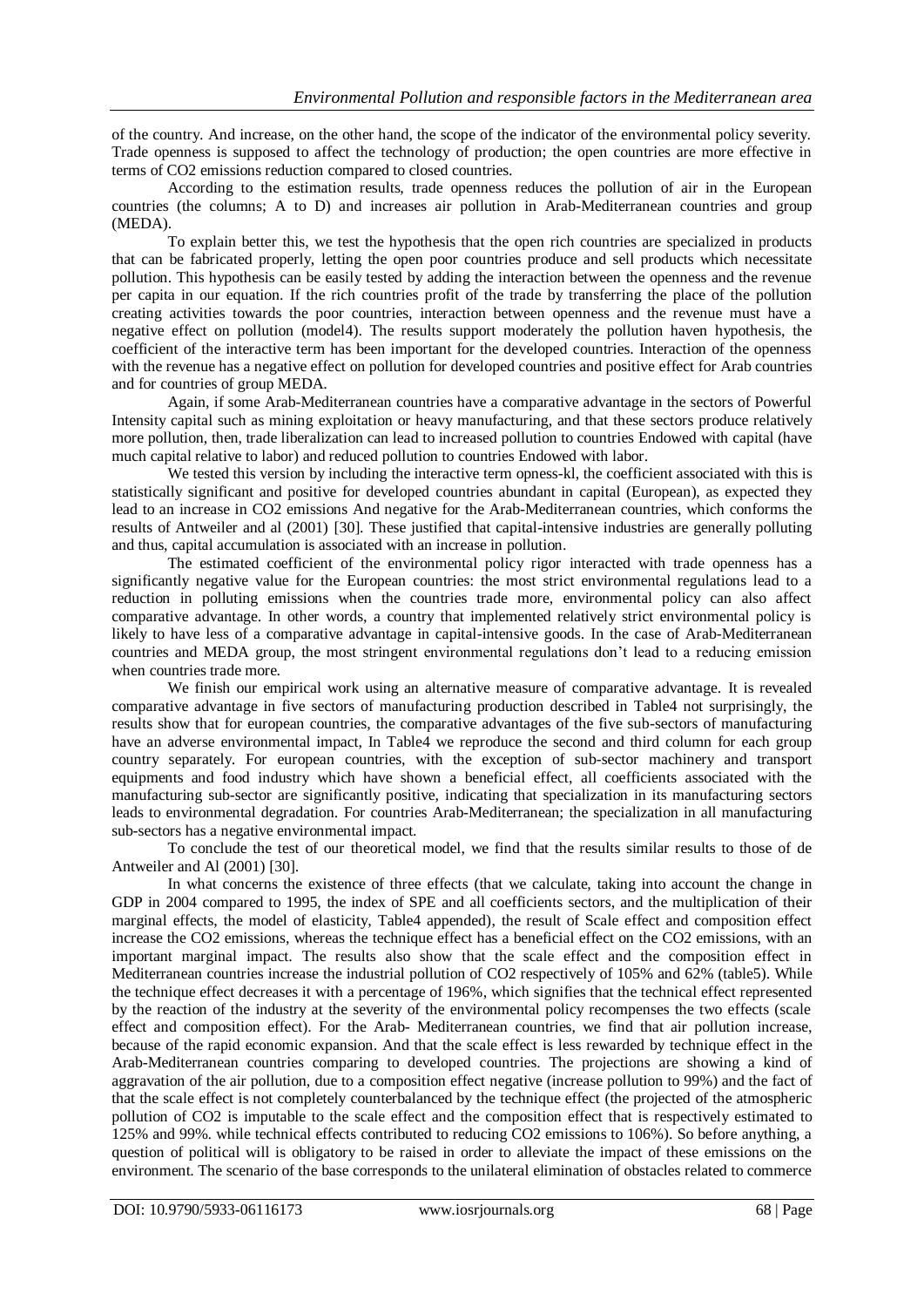of the country. And increase, on the other hand, the scope of the indicator of the environmental policy severity. Trade openness is supposed to affect the technology of production; the open countries are more effective in terms of $CO_2$ emissions reduction compared to closed countries.

According to the estimation results, trade openness reduces the pollution of air in the European countries (the columns; A to D) and increases air pollution in Arab-Mediterranean countries and group (MEDA).

To explain better this, we test the hypothesis that the open rich countries are specialized in products that can be fabricated properly, letting the open poor countries produce and sell products which necessitate pollution. This hypothesis can be easily tested by adding the interaction between the openness and the revenue per capita in our equation. If the rich countries profit of the trade by transferring the place of the pollution creating activities towards the poor countries, interaction between openness and the revenue must have a negative effect on pollution (model4). The results support moderately the pollution haven hypothesis, the coefficient of the interactive term has been important for the developed countries. Interaction of the openness with the revenue has a negative effect on pollution for developed countries and positive effect for Arab countries and for countries of group MEDA.

Again, if some Arab-Mediterranean countries have a comparative advantage in the sectors of Powerful Intensity capital such as mining exploitation or heavy manufacturing, and that these sectors produce relatively more pollution, then, trade liberalization can lead to increased pollution to countries Endowed with capital (have much capital relative to labor) and reduced pollution to countries Endowed with labor.

We tested this version by including the interactive term opness-kl, the coefficient associated with this is statistically significant and positive for developed countries abundant in capital (European), as expected they lead to an increase in $CO_2$ emissions And negative for the Arab-Mediterranean countries, which conforms the results of Antweiler and al (2001) [30]. These justified that capital-intensive industries are generally polluting and thus, capital accumulation is associated with an increase in pollution.

The estimated coefficient of the environmental policy rigor interacted with trade openness has a significantly negative value for the European countries: the most strict environmental regulations lead to a reduction in polluting emissions when the countries trade more, environmental policy can also affect comparative advantage. In other words, a country that implemented relatively strict environmental policy is likely to have less of a comparative advantage in capital-intensive goods. In the case of Arab-Mediterranean countries and MEDA group, the most stringent environmental regulations don't lead to a reducing emission when countries trade more.

We finish our empirical work using an alternative measure of comparative advantage. It is revealed comparative advantage in five sectors of manufacturing production described in Table4 not surprisingly, the results show that for european countries, the comparative advantages of the five sub-sectors of manufacturing have an adverse environmental impact, In Table4 we reproduce the second and third column for each group country separately. For european countries, with the exception of sub-sector machinery and transport equipments and food industry which have shown a beneficial effect, all coefficients associated with the manufacturing sub-sector are significantly positive, indicating that specialization in its manufacturing sectors leads to environmental degradation. For countries Arab-Mediterranean; the specialization in all manufacturing sub-sectors has a negative environmental impact.

To conclude the test of our theoretical model, we find that the results similar results to those of de Antweiler and Al (2001) [30].

In what concerns the existence of three effects (that we calculate, taking into account the change in GDP in 2004 compared to 1995, the index of SPE and all coefficients sectors, and the multiplication of their marginal effects, the model of elasticity, Table4 appended), the result of Scale effect and composition effect increase the $CO_2$ emissions, whereas the technique effect has a beneficial effect on the $CO_2$ emissions, with an important marginal impact. The results also show that the scale effect and the composition effect in Mediterranean countries increase the industrial pollution of $CO_2$ respectively of 105% and 62% (table5). While the technique effect decreases it with a percentage of 196%, which signifies that the technical effect represented by the reaction of the industry at the severity of the environmental policy recompenses the two effects (scale effect and composition effect). For the Arab- Mediterranean countries, we find that air pollution increase, because of the rapid economic expansion. And that the scale effect is less rewarded by technique effect in the Arab-Mediterranean countries comparing to developed countries. The projections are showing a kind of aggravation of the air pollution, due to a composition effect negative (increase pollution to 99%) and the fact of that the scale effect is not completely counterbalanced by the technique effect (the projected of the atmospheric pollution of $CO_2$ is imputable to the scale effect and the composition effect that is respectively estimated to 125% and 99%. while technical effects contributed to reducing $CO_2$ emissions to 106%). So before anything, a question of political will is obligatory to be raised in order to alleviate the impact of these emissions on the environment. The scenario of the base corresponds to the unilateral elimination of obstacles related to commerce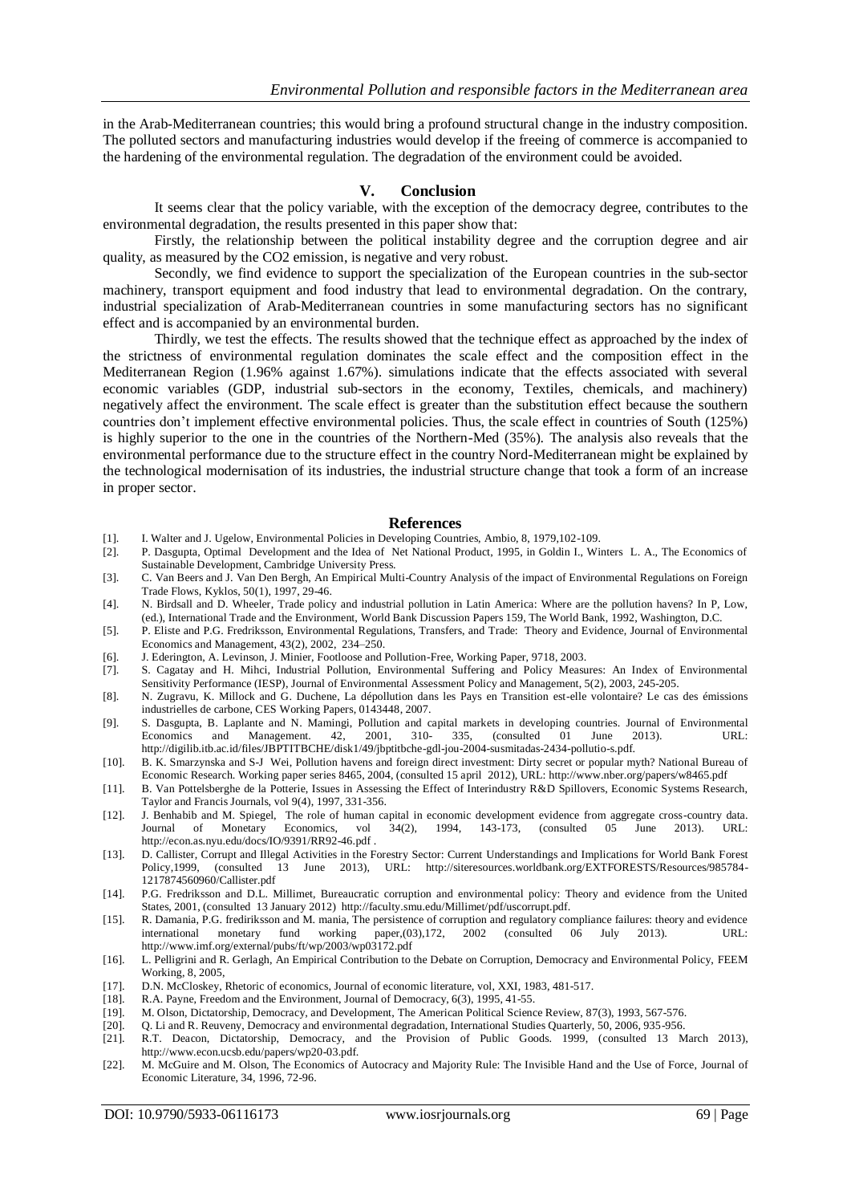in the Arab-Mediterranean countries; this would bring a profound structural change in the industry composition. The polluted sectors and manufacturing industries would develop if the freeing of commerce is accompanied to the hardening of the environmental regulation. The degradation of the environment could be avoided.

## V. Conclusion

It seems clear that the policy variable, with the exception of the democracy degree, contributes to the environmental degradation, the results presented in this paper show that:

Firstly, the relationship between the political instability degree and the corruption degree and air quality, as measured by the CO2 emission, is negative and very robust.

Secondly, we find evidence to support the specialization of the European countries in the sub-sector machinery, transport equipment and food industry that lead to environmental degradation. On the contrary, industrial specialization of Arab-Mediterranean countries in some manufacturing sectors has no significant effect and is accompanied by an environmental burden.

Thirdly, we test the effects. The results showed that the technique effect as approached by the index of the strictness of environmental regulation dominates the scale effect and the composition effect in the Mediterranean Region (1.96% against 1.67%). simulations indicate that the effects associated with several economic variables (GDP, industrial sub-sectors in the economy, Textiles, chemicals, and machinery) negatively affect the environment. The scale effect is greater than the substitution effect because the southern countries don't implement effective environmental policies. Thus, the scale effect in countries of South (125%) is highly superior to the one in the countries of the Northern-Med (35%). The analysis also reveals that the environmental performance due to the structure effect in the country Nord-Mediterranean might be explained by the technological modernisation of its industries, the industrial structure change that took a form of an increase in proper sector.

## References

[1]. I. Walter and J. Ugelow, Environmental Policies in Developing Countries, Ambio, 8, 1979,102-109.

[2]. P. Dasgupta, Optimal Development and the Idea of Net National Product, 1995, in Goldin I., Winters L. A., The Economics of Sustainable Development, Cambridge University Press.

[3]. C. Van Beers and J. Van Den Bergh, An Empirical Multi-Country Analysis of the impact of Environmental Regulations on Foreign Trade Flows, Kyklos, 50(1), 1997, 29-46.

[4]. N. Birdsall and D. Wheeler, Trade policy and industrial pollution in Latin America: Where are the pollution havens? In P, Low, (ed.), International Trade and the Environment, World Bank Discussion Papers 159, The World Bank, 1992, Washington, D.C.

[5]. P. Eliste and P.G. Fredriksson, Environmental Regulations, Transfers, and Trade: Theory and Evidence, Journal of Environmental Economics and Management, 43(2), 2002, 234–250.

[6]. J. Ederington, A. Levinson, J. Minier, Footloose and Pollution-Free, Working Paper, 9718, 2003.

[7]. S. Cagatay and H. Mihci, Industrial Pollution, Environmental Suffering and Policy Measures: An Index of Environmental Sensitivity Performance (IESP), Journal of Environmental Assessment Policy and Management, 5(2), 2003, 245-205.

[8]. N. Zugravu, K. Millock and G. Duchene, La dépollution dans les Pays en Transition est-elle volontaire? Le cas des émissions industrielles de carbone, CES Working Papers, 0143448, 2007.

[9]. S. Dasgupta, B. Laplante and N. Mamingi, Pollution and capital markets in developing countries. Journal of Environmental Economics and Management. 42, 2001, 310- 335, (consulted 01 June 2013). URL: http://digilib.itb.ac.id/files/JBPTITBCHE/disk1/49/jbptitbche-gdl-jou-2004-susmitadas-2434-pollutio-s.pdf.

[10]. B. K. Smarzynska and S-J Wei, Pollution havens and foreign direct investment: Dirty secret or popular myth? National Bureau of Economic Research. Working paper series 8465, 2004, (consulted 15 april 2012), URL: http://www.nber.org/papers/w8465.pdf

[11]. B. Van Pottelsberghe de la Potterie, Issues in Assessing the Effect of Interindustry R&D Spillovers, Economic Systems Research, Taylor and Francis Journals, vol 9(4), 1997, 331-356.

[12]. J. Benhabib and M. Spiegel, The role of human capital in economic development evidence from aggregate cross-country data. Journal of Monetary Economics, vol 34(2), 1994, 143-173, (consulted 05 June 2013). URL: http://econ.as.nyu.edu/docs/IO/9391/RR92-46.pdf .

[13]. D. Callister, Corrupt and Illegal Activities in the Forestry Sector: Current Understandings and Implications for World Bank Forest Policy,1999, (consulted 13 June 2013), URL: http://siteresources.worldbank.org/EXTFORESTS/Resources/985784-1217874560960/Callister.pdf

[14]. P.G. Fredriksson and D.L. Millimet, Bureaucratic corruption and environmental policy: Theory and evidence from the United States, 2001, (consulted 13 January 2012) http://faculty.smu.edu/Millimet/pdf/uscorrupt.pdf.

[15]. R. Damania, P.G. frediriksson and M. mania, The persistence of corruption and regulatory compliance failures: theory and evidence international monetary fund working paper,(03),172, 2002 (consulted 06 July 2013). URL: http://www.imf.org/external/pubs/ft/wp/2003/wp03172.pdf

[16]. L. Pelligrini and R. Gerlagh, An Empirical Contribution to the Debate on Corruption, Democracy and Environmental Policy, FEEM Working, 8, 2005,

[17]. D.N. McCloskey, Rhetoric of economics, Journal of economic literature, vol, XXI, 1983, 481-517.

[18]. R.A. Payne, Freedom and the Environment, Journal of Democracy, 6(3), 1995, 41-55.

[19]. M. Olson, Dictatorship, Democracy, and Development, The American Political Science Review, 87(3), 1993, 567-576.

[20]. Q. Li and R. Reuveny, Democracy and environmental degradation, International Studies Quarterly, 50, 2006, 935-956.

[21]. R.T. Deacon, Dictatorship, Democracy, and the Provision of Public Goods. 1999, (consulted 13 March 2013), http://www.econ.ucsb.edu/papers/wp20-03.pdf.

[22]. M. McGuire and M. Olson, The Economics of Autocracy and Majority Rule: The Invisible Hand and the Use of Force, Journal of Economic Literature, 34, 1996, 72-96.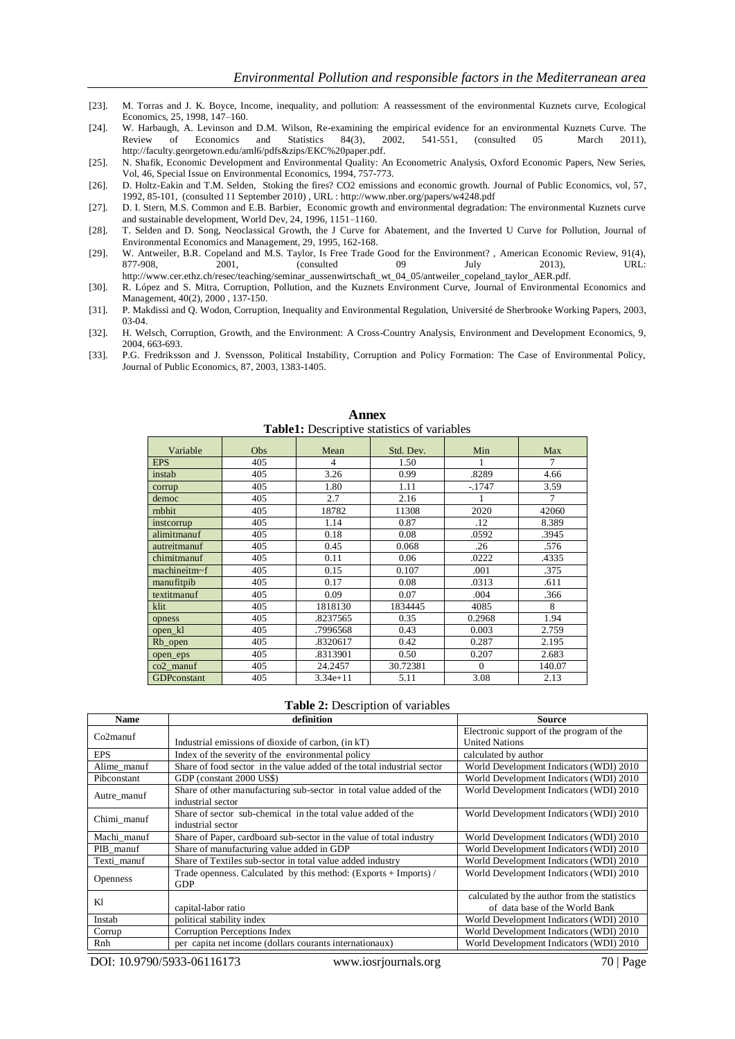[23]. M. Torras and J. K. Boyce, Income, inequality, and pollution: A reassessment of the environmental Kuznets curve, Ecological Economics, 25, 1998, 147–160.

[24]. W. Harbaugh, A. Levinson and D.M. Wilson, Re-examining the empirical evidence for an environmental Kuznets Curve. The Review of Economics and Statistics 84(3), 2002, 541-551, (consulted 05 March 2011), http://faculty.georgetown.edu/aml6/pdfs&zips/EKC%20paper.pdf.

[25]. N. Shafik, Economic Development and Environmental Quality: An Econometric Analysis, Oxford Economic Papers, New Series, Vol, 46, Special Issue on Environmental Economics, 1994, 757-773.

[26]. D. Holtz-Eakin and T.M. Selden, Stoking the fires? CO2 emissions and economic growth. Journal of Public Economics, vol, 57, 1992, 85-101, (consulted 11 September 2010) , URL : http://www.nber.org/papers/w4248.pdf

[27]. D. I. Stern, M.S. Common and E.B. Barbier, Economic growth and environmental degradation: The environmental Kuznets curve and sustainable development, World Dev, 24, 1996, 1151–1160.

[28]. T. Selden and D. Song, Neoclassical Growth, the J Curve for Abatement, and the Inverted U Curve for Pollution, Journal of Environmental Economics and Management, 29, 1995, 162-168.

[29]. W. Antweiler, B.R. Copeland and M.S. Taylor, Is Free Trade Good for the Environment? , American Economic Review, 91(4), 877-908, 2001, (consulted 09 July 2013), URL: http://www.cer.ethz.ch/resec/teaching/seminar_aussenwirtschaft_wt_04_05/antweiler_copeland_taylor_AER.pdf.

[30]. R. López and S. Mitra, Corruption, Pollution, and the Kuznets Environment Curve, Journal of Environmental Economics and Management, 40(2), 2000 , 137-150.

[31]. P. Makdissi and Q. Wodon, Corruption, Inequality and Environmental Regulation, Université de Sherbrooke Working Papers, 2003, 03-04.

[32]. H. Welsch, Corruption, Growth, and the Environment: A Cross-Country Analysis, Environment and Development Economics, 9, 2004, 663-693.

[33]. P.G. Fredriksson and J. Svensson, Political Instability, Corruption and Policy Formation: The Case of Environmental Policy, Journal of Public Economics, 87, 2003, 1383-1405.

## Annex

**Table1:** Descriptive statistics of variables

| Variable | Obs | Mean | Std. Dev. | Min | Max |
|---|---|---|---|---|---|
| EPS | 405 | 4 | 1.50 | 1 | 7 |
| instab | 405 | 3.26 | 0.99 | .8289 | 4.66 |
| corrup | 405 | 1.80 | 1.11 | -.1747 | 3.59 |
| democ | 405 | 2.7 | 2.16 | 1 | 7 |
| rnbhit | 405 | 18782 | 11308 | 2020 | 42060 |
| instcorrup | 405 | 1.14 | 0.87 | .12 | 8.389 |
| alimitmanuf | 405 | 0.18 | 0.08 | .0592 | .3945 |
| autreitmanuf | 405 | 0.45 | 0.068 | .26 | .576 |
| chimitmanuf | 405 | 0.11 | 0.06 | .0222 | .4335 |
| machineitm~f | 405 | 0.15 | 0.107 | .001 | .375 |
| manufitpib | 405 | 0.17 | 0.08 | .0313 | .611 |
| textitmanuf | 405 | 0.09 | 0.07 | .004 | .366 |
| klit | 405 | 1818130 | 1834445 | 4085 | 8 |
| opness | 405 | .8237565 | 0.35 | 0.2968 | 1.94 |
| open_kl | 405 | .7996568 | 0.43 | 0.003 | 2.759 |
| Rb_open | 405 | .8320617 | 0.42 | 0.287 | 2.195 |
| open_eps | 405 | .8313901 | 0.50 | 0.207 | 2.683 |
| co2_manuf | 405 | 24.2457 | 30.72381 | 0 | 140.07 |
| GDPconstant | 405 | 3.34e+11 | 5.11 | 3.08 | 2.13 |

**Table 2:** Description of variables

| Name | definition | Source |
|---|---|---|
| Co2manuf | Industrial emissions of dioxide of carbon, (in kT) | Electronic support of the program of the United Nations |
| EPS | Index of the severity of the environmental policy | calculated by author |
| Alime_manuf | Share of food sector in the value added of the total industrial sector | World Development Indicators (WDI) 2010 |
| Pibconstant | GDP (constant 2000 US$) | World Development Indicators (WDI) 2010 |
| Autre_manuf | Share of other manufacturing sub-sector in total value added of the industrial sector | World Development Indicators (WDI) 2010 |
| Chimi_manuf | Share of sector sub-chemical in the total value added of the industrial sector | World Development Indicators (WDI) 2010 |
| Machi_manuf | Share of Paper, cardboard sub-sector in the value of total industry | World Development Indicators (WDI) 2010 |
| PIB_manuf | Share of manufacturing value added in GDP | World Development Indicators (WDI) 2010 |
| Texti_manuf | Share of Textiles sub-sector in total value added industry | World Development Indicators (WDI) 2010 |
| Openness | Trade openness. Calculated by this method: (Exports + Imports) / GDP | World Development Indicators (WDI) 2010 |
| Kl | capital-labor ratio | calculated by the author from the statistics of data base of the World Bank |
| Instab | political stability index | World Development Indicators (WDI) 2010 |
| Corrup | Corruption Perceptions Index | World Development Indicators (WDI) 2010 |
| Rnh | per capita net income (dollars courants internationaux) | World Development Indicators (WDI) 2010 |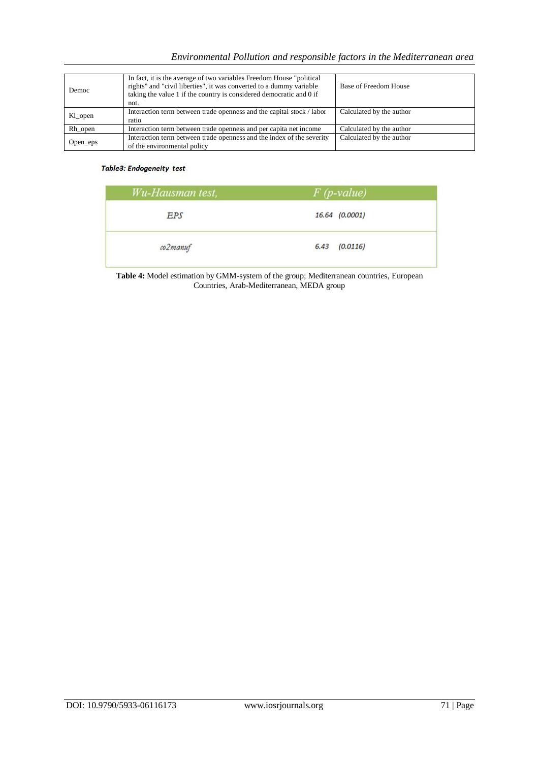| Democ | In fact, it is the average of two variables Freedom House "political rights" and "civil liberties", it was converted to a dummy variable taking the value 1 if the country is considered democratic and 0 if not. | Base of Freedom House |
|---|---|---|
| Kl_open | Interaction term between trade openness and the capital stock / labor ratio | Calculated by the author |
| Rh_open | Interaction term between trade openness and per capita net income | Calculated by the author |
| Open_eps | Interaction term between trade openness and the index of the severity of the environmental policy | Calculated by the author |

***Table3: Endogeneity test***

| *Wu-Hausman test,* | *F (p-value)* |
|---|---|
| *EPS* | *16.64 (0.0001)* |
| *co2manuf* | *6.43 (0.0116)* |

**Table 4:** Model estimation by GMM-system of the group; Mediterranean countries, European Countries, Arab-Mediterranean, MEDA group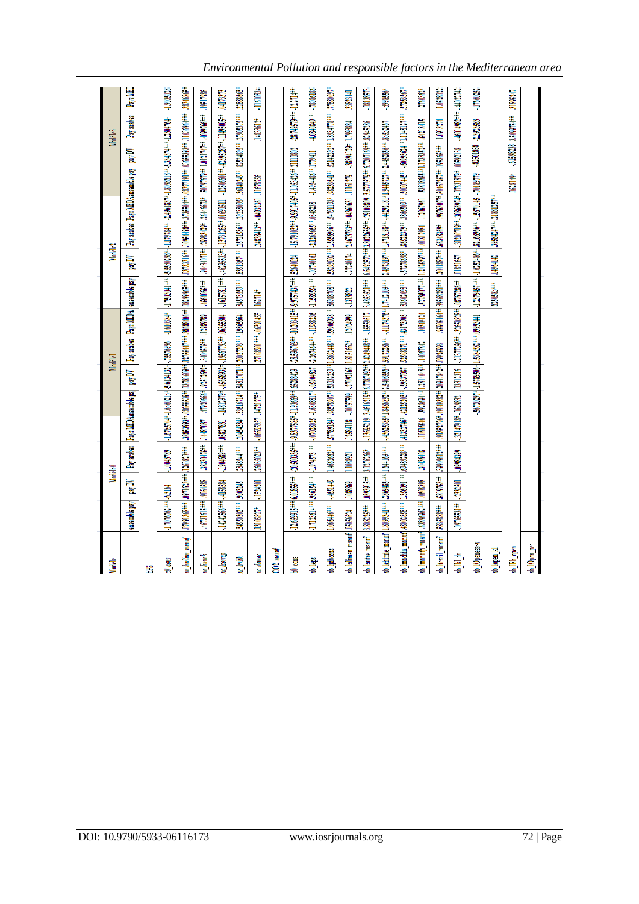| Modele | Modele0 | | | | Modele1 | | | | Modele2 | | | | Modele3 | | | |
|---|---|---|---|---|---|---|---|---|---|---|---|---|---|---|---|---|
| | ensemble pay | pay_DV | Pays arabes | Pays MEDA | ensemble pay | pay_DV | Pays arabes | Pays MEDA | ensemble pay | pay_DV | Pays arabes | Pays MEDA | ensemble pay | pay_DV | Pays arabes | Pays MEI |
| EPR | | | | | | | | | | | | | | | | |
| rd_pnm | -1.707676*** | -6.3164 | -1.004789 | -1.679576** | -1.6380213* | -5.6134135* | -.78879896 | -1.610894* | -1.790941*** | -5.5550289** | -1.1779784** | -2.4961837* | -1.8098618** | -6.3349** | -1.290476* | -1.9048028 |
| xc_loclim_manuf | .07991368*** | .0977623*** | .12638251*** | .30858993** | .08666559** | .0973606** | .15564** | .30686406*** | .08529966*** | .08733816** | .10954969** | .17526514** | .08377191** | .03665828** | .11036964** | .38546863* |
| xc_lustrub | -.4671085*** | .9064888 | .38330475** | .14487037 | -.47306666* | .95262692* | -3.4045* | .12889789 | -.4640665*** | .90434077** | .39993439* | .54446673* | .50767579** | 1.0121747** | .40997661*** | .1917986 |
| xc_lcorrup | -.14445866*** | .4185554 | -.12946889*** | .06927831 | -.14829979* | .46659819* | -.19857765** | .06055014 | -.1425812*** | .46298553** | -.13752168** | .01069811 | .13569081** | .46298577** | -.11496089** | .04173372 |
| xc_rsbk | .34550302*** | .9005246 | .23488474*** | .20454834* | .33618724** | .94317077** | .20077289** | .12966464* | .34578599*** | .8231857** | .2775156** | .29528098* | .56140224** | .82234895** | .27968575*** | .52636669* |
| xc_demoe | .13106837* | .1534501 | .26035605** | .06695957 | .1471775* | | .27160091*** | .06591455 | .16771* | | .24834133** | .04092361 | .11675756 | | .1833617* | .11610834 |
| CO2_manuf | | | | | | | | | | | | | | | | |
| bl_cons | 12.66918*** | 6.013699*** | 20.590036*** | 9.8377868* | 11.89669** | .65288429 | 28.496709** | 10.30401** | 9.0757437*** | 8.5640024 | 16.701028** | 9.9917466* | 11.083456** | 1.1110802 | 28.74979*** | 12.174** |
| rb_lagr | -3.7112614*** | .09615** | -3.974575*** | -.07029205 | -3.6108817* | -.05904627 | -3.2474644** | -.11989236 | -3.1569055*** | -.05746161 | -3.2326665** | .03438328 | -3.4954466** | .17774111 | -4.0846469*** | .70086186 |
| rb_lpbmons | 1.066446*** | .4651449 | 1.4666506*** | .57709134** | .98789097** | .53013238* | 1.3665484** | .49096308** | .86980709*** | .53299001** | 1.1555096** | .54791138* | .98233841** | .53142251** | 1.1683478*** | .77800097* |
| rb_lalimen_manuf | .05456054 | .1068869 | 1.1068921 | .15294118 | .00777599 | -.37092166 | 1.3815162* | .12624999 | -.1311882 | -.37714174 | 1.6767783** | .04360631 | .11116379 | .38884294* | 1.7991694 | .38883141 |
| rb_lautre_manuf | 3.806823*** | .03393915** | 3.0176246* | -.13695519 | 3.4616219** | 6.7787491** | 3.4249446** | -.1859617 | 3.4869321*** | 6.6492272*** | 3.8012665** | -.29109809 | 3.5777797** | 6.7207169** | .82544536 | .08133473 |
| rb_lchimie_manuf | 1.8009341*** | .2669485*** | 1.644169*** | .43655511 | 1.8459392** | .54088866** | .99172236** | -.41074576* | 1.1410609*** | 2.4973197*** | 1.4713199** | -.44929181* | 1.9446577** | .51450566** | .83515457 | .3998869* |
| rb_lmachin_manuf | .4800385*** | 1.359091*** | .69498236*** | .41387146* | -.42182003* | .53037087* | .92680871** | .43178901** | .35608093*** | -.57178989** | .86623279** | .38658089** | .50007445** | .60993624** | 1.1148127** | .67696867* |
| rb_lmanufb_manuf | .6399065*** | .06033898 | .30406408 | .10616646 | .59356944* | 1.3814048* | .14067812 | .10349424 | .45749077*** | 1.2475897** | .06317984 | .12067961 | .58386669** | 1.1733365** | .62418415 | .37609657 |
| rb_ltextil_manuf | .80886888*** | .82079753** | .39998612*** | .91857776* | .90498882** | .2094785** | .09935993 | .93602164** | .35695291*** | .50418857** | .66348309* | .99763077* | .50467257* | .10656368** | 1.091374 | 1.0298021 |
| rb_lkl_dv | -.09766531** | .3305801 | .00984999 | -.32147915* | -.0625835 | .03331316 | -.31077256* | -.30663828** | .0876726** | .0182167 | -.31207719* | .30866974* | .07618179* | .06693138 | .46013682*** | .44937742 |
| rb_lOpeniess-v | | | | | -.54702087* | -1.5708096* | 1.5394382** | .09993441 | -2.3766425*** | -1.6522496** | .02160966** | -.15670145 | .70189779 | -.82501858 | -3.2922838 | -.07960821 |
| rb_lopen_kl | | | | | | | | | 62508834*** | .0496492 | .39584287** | .21881327** | | | | |
| rb_lfib_open | | | | | | | | | | | | | -.06381494 | -.61598338 | .31690773** | .31898247 |
| rb_lOpen_pee | | | | | | | | | | | | | | | | |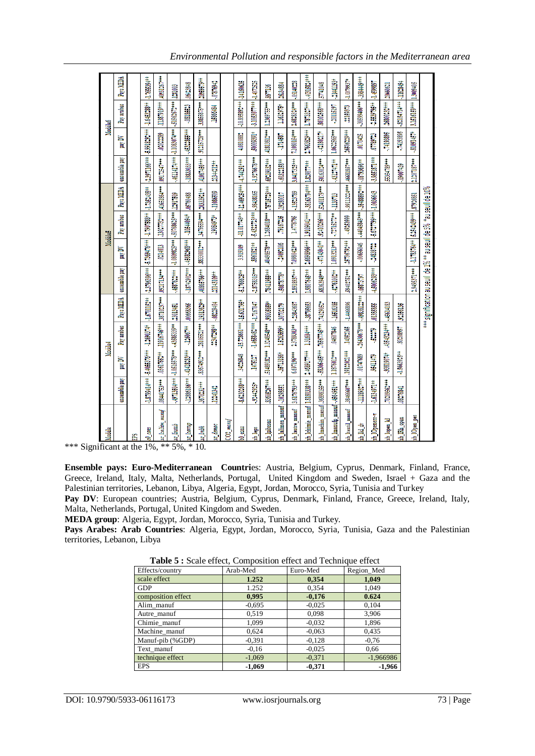| Models | Model4 | | | | Model5 | | | | Model6 | | | |
|---|---|---|---|---|---|---|---|---|---|---|---|---|
| | ensemble pay | pay DV | Pay arabes | Pays MEDA | ensemble pay | pay DV | Pay arabes | Pays MEDA | ensemble pay | pay DV | Pay arabes | Pays MEDA |
| EPS | | | | | | | | | | | | |
| scl_cons | -1.879414*** | -5.405576*** | -1.269037* | -1.67011** | -2.6796306*** | -5.7569476*** | -1.7597589** | -1.2263438** | -3.2071166*** | -5.9391592*** | 1.6431388** | -1.756591** |
| sc_foodtree_manuf | .0844173*** | .03497625** | .1191674*** | .3871037*** | .0921734*** | .0214013 | .1007775*** | .4163864*** | .0917247*** | .03402389 | .1138719*** | .4083157*** |
| sc_Econb | -.0973594*** | -1.0615575*** | -.455833** | .3013451 | -.0887622*** | -1.0889825*** | -.30768625*** | .1291799 | -.0611474*** | -1.1083074*** | -.3162627*** | .1211003 |
| sc_Ecomp | -.1288186*** | -1.4138233*** | .12467** | .00669366 | -.1074960*** | -1.4582968*** | -.1884092* | .06769488 | -.1888043*** | -1.4532666*** | -.0818662 | .0614238 |
| sc_Tradi | .0675231*** | .3957492*** | .2818552*** | 1.918629** | .4066756*** | .8833002*** | .3479594*** | .2033921** | .4108746*** | .9121775*** | .3385575*** | .2065979*** |
| sc_Remnc | .1221346 | | .5347296** | -.0822494 | .1214510** | | .1093677* | -.11068699 | .1214421** | | .1580484 | -.0751645 |
| CO2_manuf | | | | | | | | | | | | |
| lsl_cons | -8.620268*** | .3425646 | -13.72086*** | -15.6317* | -8.1786623*** | 3.9191109 | -11.01774*** | -21.46924*** | -6.774131*** | 4.0810862 | -10.89598*** | 14.196658 |
| lsb_lepts | .0244295* | .145127 | -1.468645*** | 1.7167047 | -2.0728371*** | .8651821* | -1.425372*** | -.9438316 | -1.9576676*** | .8009391* | -3.1015077*** | -1.497255 |
| lsb_lmbeoas | .8365857*** | .5149182*** | 1.348546*** | .9006689* | .7841825*** | .4049578*** | 1.2084018*** | .7878751** | .6919425*** | .4181382*** | 1.269753*** | .867236 |
| lsb_lalimen_manuf | -.10298551 | -.3571336* | .1656899* | .3070179 | -.5087578* | -.3400106 | .7912256 | .1956017 | -.6033158** | -.1714587 | 1.4612575* | .3614884 |
| lsb_lautre_manuf | 3.6176755*** | 6.69719*** | 3.3799300*** | -.2841697 | 3.6917857*** | 7.0980492*** | 1.4778796 | -.1525798 | 3.0412525*** | 7.1090154*** | .3682323*** | .06140258 |
| lsb_lchimie_manuf | 1.8180338*** | -1.409277*** | 1.1604*** | -.3879663 | 1.9070764*** | 1.669896*** | 1.3109041*** | -.3816379*** | 1.8907*** | 1.7063829*** | 1.7972357*** | -.4215814*** |
| lsb_lmachin_manuf | .3839155*** | -.8830645*** | .7819774*** | .7432952* | .6836949*** | -.4714204** | .9310266*** | .5240177*** | .9065024*** | -.4180217* | .8010568*** | .5774048 |
| lsb_lmanufp_manuf | -.4960951*** | 1.1876012*** | .04607846 | -.16616386 | -.4270100** | 1.0912173*** | -.2725272** | .1139713 | -.451747** | 1.0622565*** | -.00115197 | .2141119* |
| lsb_ltextil_manuf | .3946607*** | 1.9121001*** | 1.4262165 | -1.446606 | .3940275*** | .2578792*** | -.4925059 | -.9911324*** | .4669397*** | .5696229*** | .3215973 | 1.077987** |
| lsb_lkl_pr | -.1118925*** | .0174769 | -.36430679*** | -.9828122*** | .08673797 | -.00656046 | -1.4946545*** | -3.488052*** | -.0678269*** | .0170452 | -.2020406*** | -.3644449*** |
| lsb_lOpennes-r | -1.6134971** | .9541179 | .522379 | .01895656 | -4.6004305*** | -.2458232 | .6727799*** | -1.006943 | -3.965187*** | .6778723 | -2.5539776** | -1.499897 |
| lsb_lopen_kl | .7029562*** | -.9831974* | .1543834*** | .6561433 | | | | | .5534789*** | -.7419806 | .3680023*** | .2060611 |
| lsb_IRh_open | .08675841 | -1.5663253** | .8026957 | .9216136 | | | | | -.0900739 | -.7419995 | -.8215472*** | .1182494 |
| lsb_IOpen_pes | | | | | 2.9492371*** | -1.1793714*** | 6.245429*** | .8726081 | 2.1207187*** | -.8109145* | 3.125019*** | 1.309416 |

*** significant au seuil de 1% ** au seuil de 5% * au seuil de 10%

*** Significant at the 1%, ** 5%, * 10.

**Ensemble pays: Euro-Mediterranean Countri**es: Austria, Belgium, Cyprus, Denmark, Finland, France, Greece, Ireland, Italy, Malta, Netherlands, Portugal, United Kingdom and Sweden, Israel + Gaza and the Palestinian territories, Lebanon, Libya, Algeria, Egypt, Jordan, Morocco, Syria, Tunisia and Turkey

**Pay DV**: European countries; Austria, Belgium, Cyprus, Denmark, Finland, France, Greece, Ireland, Italy, Malta, Netherlands, Portugal, United Kingdom and Sweden.

**MEDA group**: Algeria, Egypt, Jordan, Morocco, Syria, Tunisia and Turkey.

**Pays Arabes: Arab Countries**: Algeria, Egypt, Jordan, Morocco, Syria, Tunisia, Gaza and the Palestinian territories, Lebanon, Libya

**Table 5 :** Scale effect, Composition effect and Technique effect

| Effects/country | Arab-Med | Euro-Med | Region_Med |
|---|---|---|---|
| scale effect | **1.252** | **0,354** | **1,049** |
| GDP | 1.252 | 0,354 | 1,049 |
| composition effect | **0,995** | **-0,176** | **0.624** |
| Alim_manuf | -0,695 | -0,025 | 0,104 |
| Autre_manuf | 0,519 | 0,098 | 3,906 |
| Chimie_manuf | 1,099 | -0,032 | 1,896 |
| Machine_manuf | 0,624 | -0,063 | 0,435 |
| Manuf-pib (%GDP) | -0,391 | -0,128 | -0,76 |
| Text_manuf | -0,16 | -0,025 | 0,66 |
| technique effect | **-1,069** | **-0,371** | -1,966986 |
| EPS | **-1,069** | **-0,371** | **-1,966** |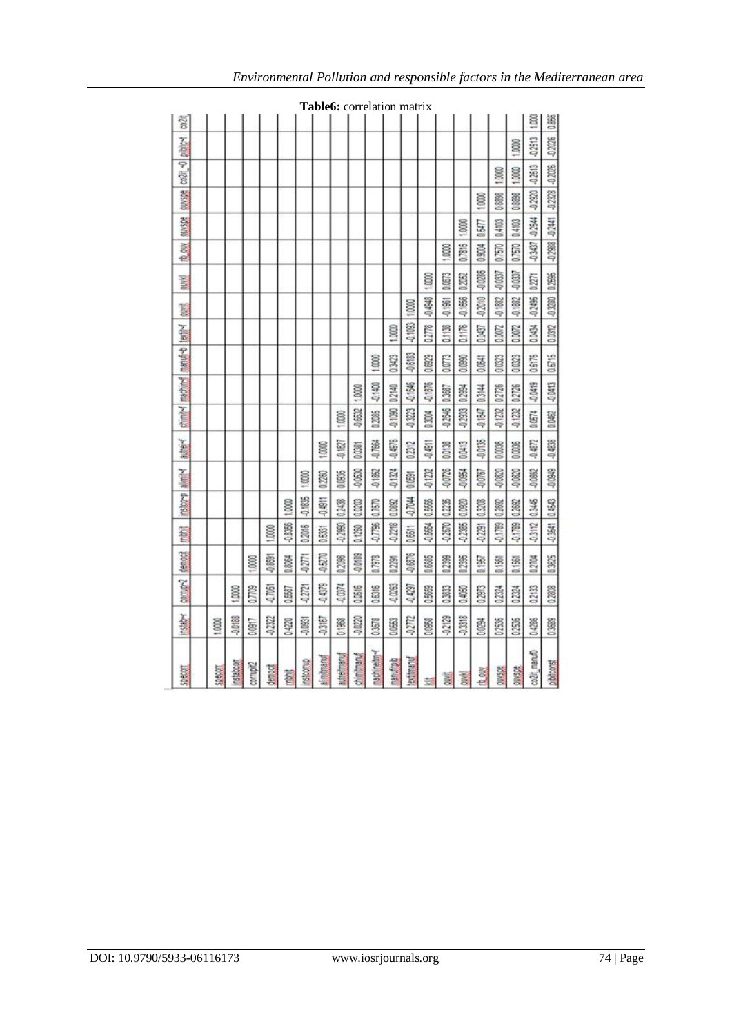**Table6:** correlation matrix

| specorr | instab~r | corrup~2 | democt | rnbhit | instco~p | alimt~f | autre~f | chimi~f | machin~f | manuf~b | textil~f | ouvit | ouvkl | rb_oux | ouvsse | ouvsse | co2it_~0 | pibitc~t | co2it |
|---|---|---|---|---|---|---|---|---|---|---|---|---|---|---|---|---|---|---|---|
| specorr | 1.0000 | | | | | | | | | | | | | | | | | | |
| instabcorr | -0.0188 | 1.0000 | | | | | | | | | | | | | | | | | |
| corrupt2 | 0.0917 | 0.7709 | 1.0000 | | | | | | | | | | | | | | | | |
| democt | -0.2322 | -0.7051 | -0.8691 | 1.0000 | | | | | | | | | | | | | | | |
| rnbhit | 0.4220 | 0.6587 | 0.8064 | -0.8356 | 1.0000 | | | | | | | | | | | | | | |
| instcomp | -0.0931 | -0.2721 | -0.2771 | 0.2016 | -0.1835 | 1.0000 | | | | | | | | | | | | | |
| alimtmanuf | -0.3167 | -0.4379 | -0.5270 | 0.5331 | -0.4911 | 0.2260 | 1.0000 | | | | | | | | | | | | |
| autrelmanuf | 0.1968 | -0.0374 | 0.2098 | -0.2990 | 0.2438 | 0.0936 | -0.1627 | 1.0000 | | | | | | | | | | | |
| chimimanuf | -0.0220 | 0.0616 | -0.0189 | 0.1260 | 0.0203 | -0.0630 | 0.0381 | -0.6532 | 1.0000 | | | | | | | | | | |
| machinelm~f | 0.3578 | 0.6316 | 0.7978 | -0.7796 | 0.7570 | -0.1852 | -0.7664 | 0.2085 | -0.1400 | 1.0000 | | | | | | | | | |
| manufpib | 0.0563 | -0.0263 | 0.2291 | -0.2218 | 0.0892 | -0.1324 | -0.4976 | -0.1090 | 0.2140 | 0.3423 | 1.0000 | | | | | | | | |
| textilmanuf | -0.2772 | -0.4297 | -0.6876 | 0.6511 | -0.7044 | 0.0691 | 0.2312 | -0.3223 | -0.1646 | -0.6183 | -0.1093 | 1.0000 | | | | | | | |
| klit | 0.0968 | 0.5669 | 0.6585 | -0.6564 | 0.5556 | -0.1232 | -0.4911 | 0.3004 | -0.1876 | 0.6829 | 0.2778 | -0.4948 | 1.0000 | | | | | | |
| ouvit | -0.2129 | 0.3833 | 0.2399 | -0.2570 | 0.2236 | -0.0726 | 0.0138 | -0.2646 | 0.3687 | 0.0773 | 0.1138 | -0.1961 | 0.0673 | 1.0000 | | | | | |
| ouvkl | -0.3318 | 0.4050 | 0.2395 | -0.2385 | 0.0920 | -0.0954 | 0.0413 | -0.2933 | 0.2994 | 0.0990 | 0.1176 | -0.1666 | 0.2062 | 0.7816 | 1.0000 | | | | |
| rb_oux | 0.0294 | 0.2973 | 0.1957 | -0.2291 | 0.3208 | -0.0767 | -0.0135 | -0.1647 | 0.3144 | 0.0641 | 0.0437 | -0.2010 | -0.0286 | 0.9004 | 0.5477 | 1.0000 | | | |
| ouvsse | 0.2535 | 0.2324 | 0.1561 | -0.1789 | 0.2692 | -0.0820 | 0.0036 | -0.1232 | 0.2726 | 0.0323 | 0.0072 | -0.1882 | -0.0337 | 0.7570 | 0.4103 | 0.8898 | 1.0000 | | |
| ouvsse | 0.2535 | 0.2324 | 0.1561 | -0.1789 | 0.2692 | -0.0820 | 0.0036 | -0.1232 | 0.2726 | 0.0323 | 0.0072 | -0.1882 | -0.0337 | 0.7570 | 0.4103 | 0.8898 | 1.0000 | 1.0000 | |
| co2it_manuf0 | 0.4286 | 0.2133 | 0.2704 | -0.3112 | 0.3445 | -0.0862 | -0.4872 | 0.0674 | -0.0419 | 0.5176 | 0.0434 | -0.2495 | 0.2271 | -0.3437 | -0.2544 | -0.2920 | -0.2513 | -0.2513 | 1.000 |
| pibitconst | 0.3699 | 0.2808 | 0.3625 | -0.3641 | 0.4543 | -0.0949 | -0.4838 | 0.0462 | -0.0413 | 0.5715 | 0.0312 | -0.3280 | 0.2595 | -0.2988 | -0.2441 | -0.2328 | -0.2026 | -0.2026 | 0.866 |